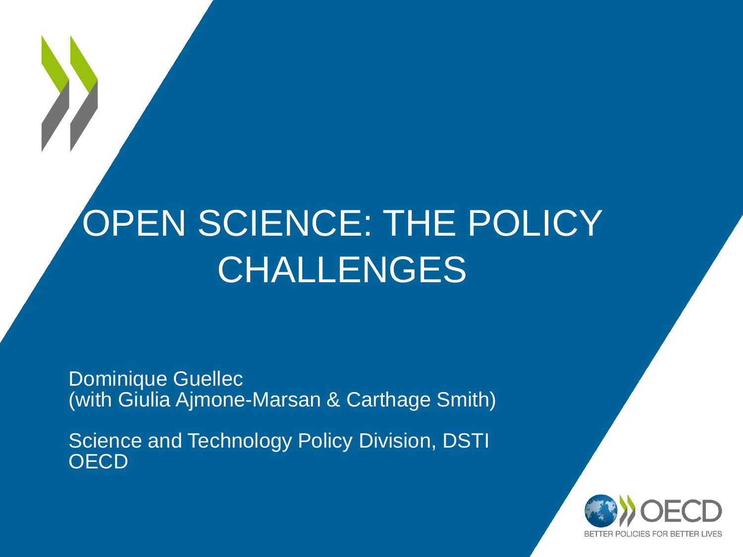# OPEN SCIENCE: THE POLICY CHALLENGES

Dominique Guellec
(with Giulia Ajmone-Marsan & Carthage Smith)

Science and Technology Policy Division, DSTI
OECD

OECD
BETTER POLICIES FOR BETTER LIVES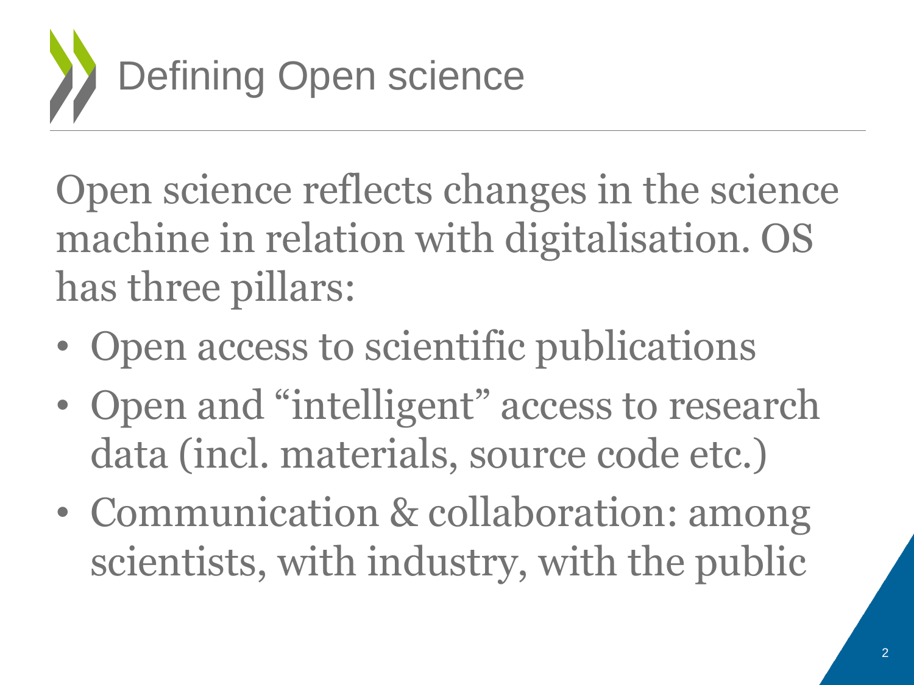# Defining Open science

Open science reflects changes in the science machine in relation with digitalisation. OS has three pillars:

- Open access to scientific publications
- Open and “intelligent” access to research data (incl. materials, source code etc.)
- Communication & collaboration: among scientists, with industry, with the public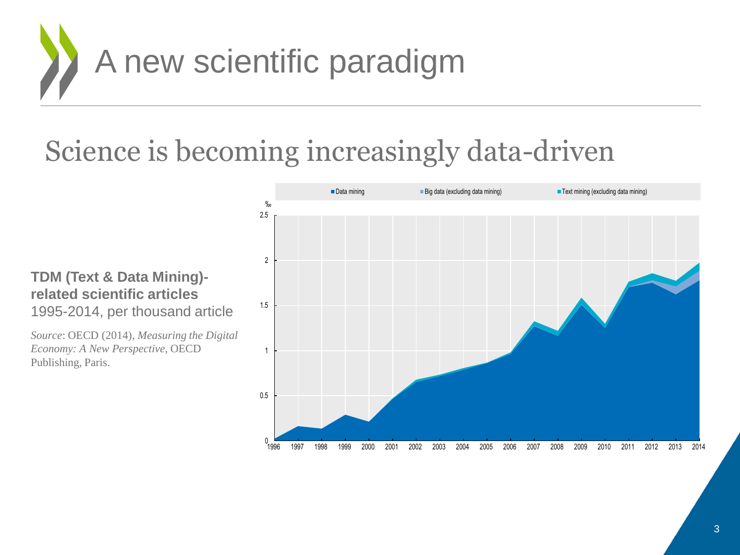# A new scientific paradigm

## Science is becoming increasingly data-driven

**TDM (Text & Data Mining)-related scientific articles**
1995-2014, per thousand article

*Source*: OECD (2014), *Measuring the Digital Economy: A New Perspective*, OECD Publishing, Paris.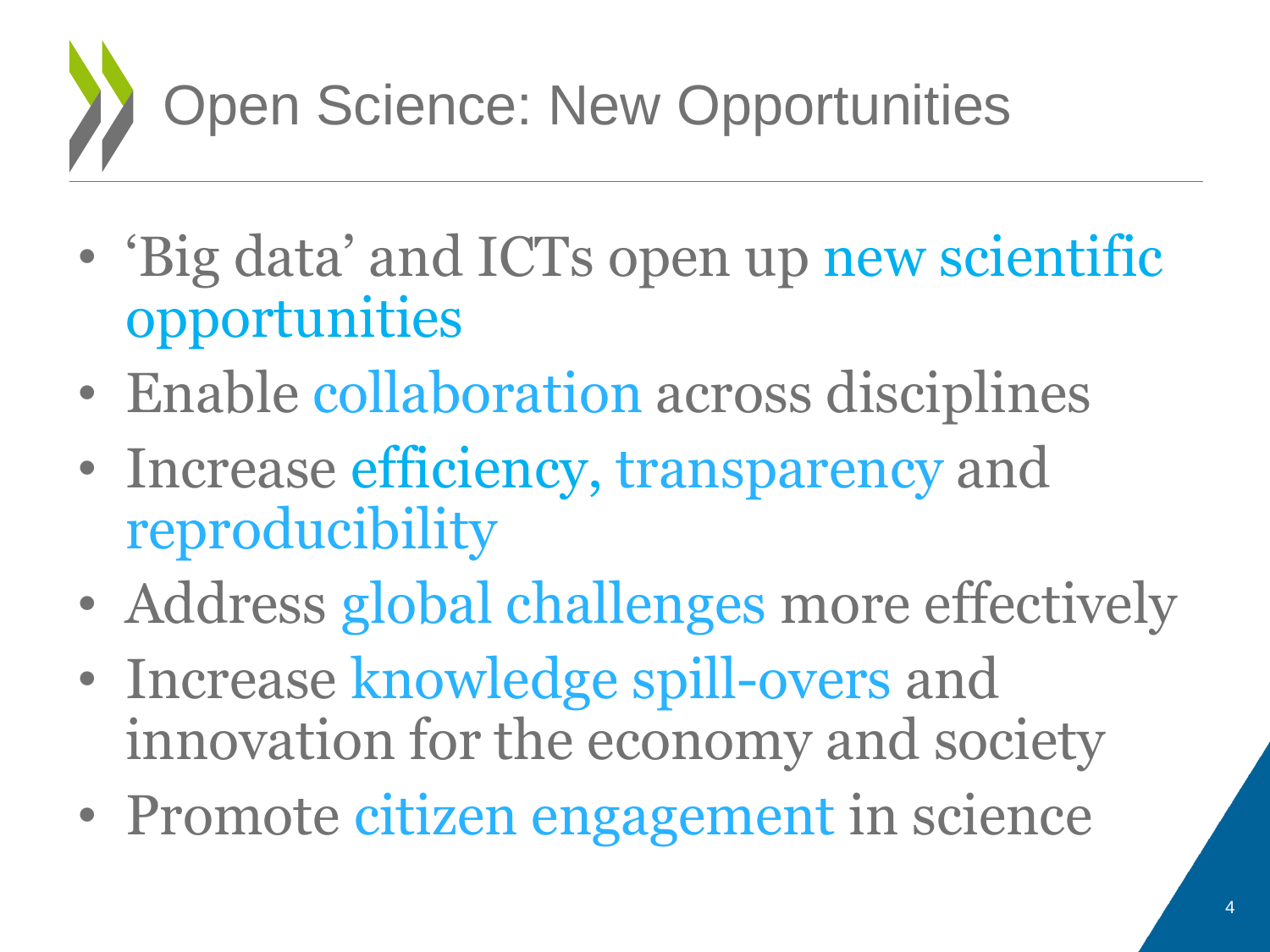# Open Science: New Opportunities

- 'Big data' and ICTs open up new scientific opportunities
- Enable collaboration across disciplines
- Increase efficiency, transparency and reproducibility
- Address global challenges more effectively
- Increase knowledge spill-overs and innovation for the economy and society
- Promote citizen engagement in science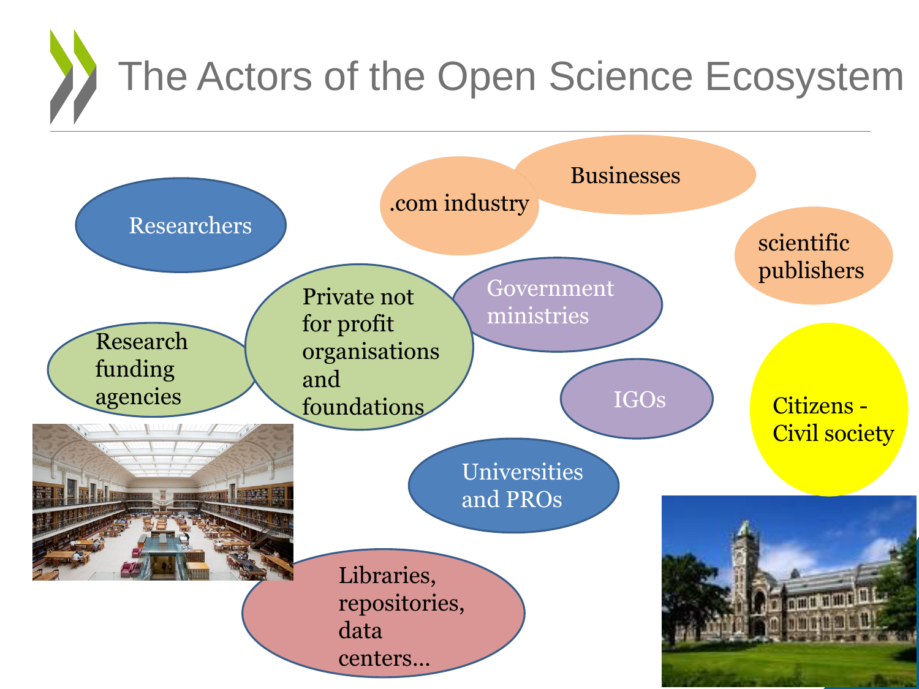# The Actors of the Open Science Ecosystem

- Researchers
- .com industry
- Businesses
- scientific publishers
- Private not for profit organisations and foundations
- Government ministries
- Research funding agencies
- IGOs
- Citizens - Civil society
- Universities and PROs
- Libraries, repositories, data centers...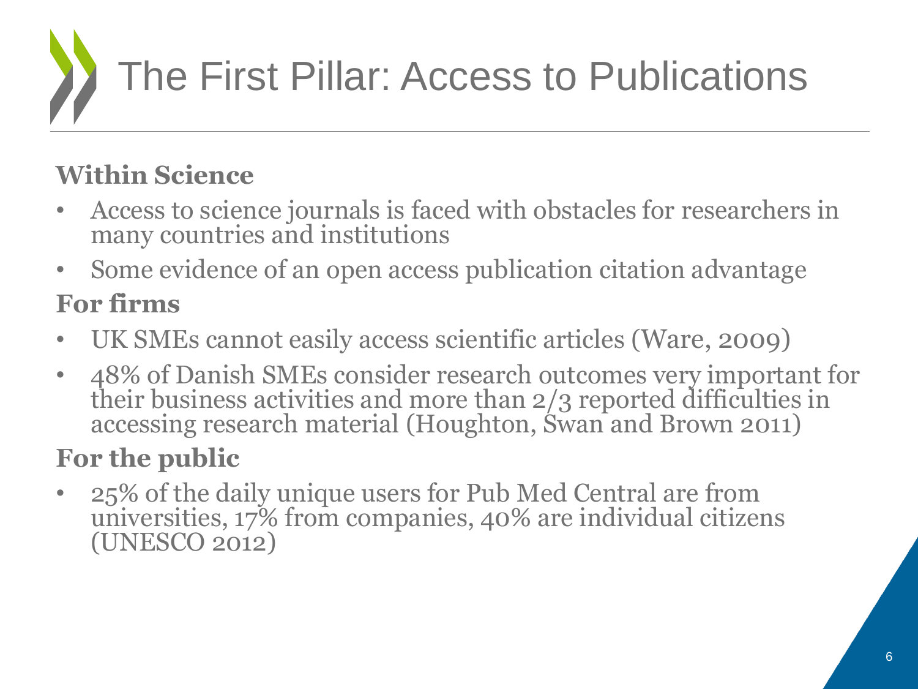# The First Pillar: Access to Publications

**Within Science**

- Access to science journals is faced with obstacles for researchers in many countries and institutions
- Some evidence of an open access publication citation advantage

**For firms**

- UK SMEs cannot easily access scientific articles (Ware, 2009)
- 48% of Danish SMEs consider research outcomes very important for their business activities and more than 2/3 reported difficulties in accessing research material (Houghton, Swan and Brown 2011)

**For the public**

- 25% of the daily unique users for Pub Med Central are from universities, 17% from companies, 40% are individual citizens (UNESCO 2012)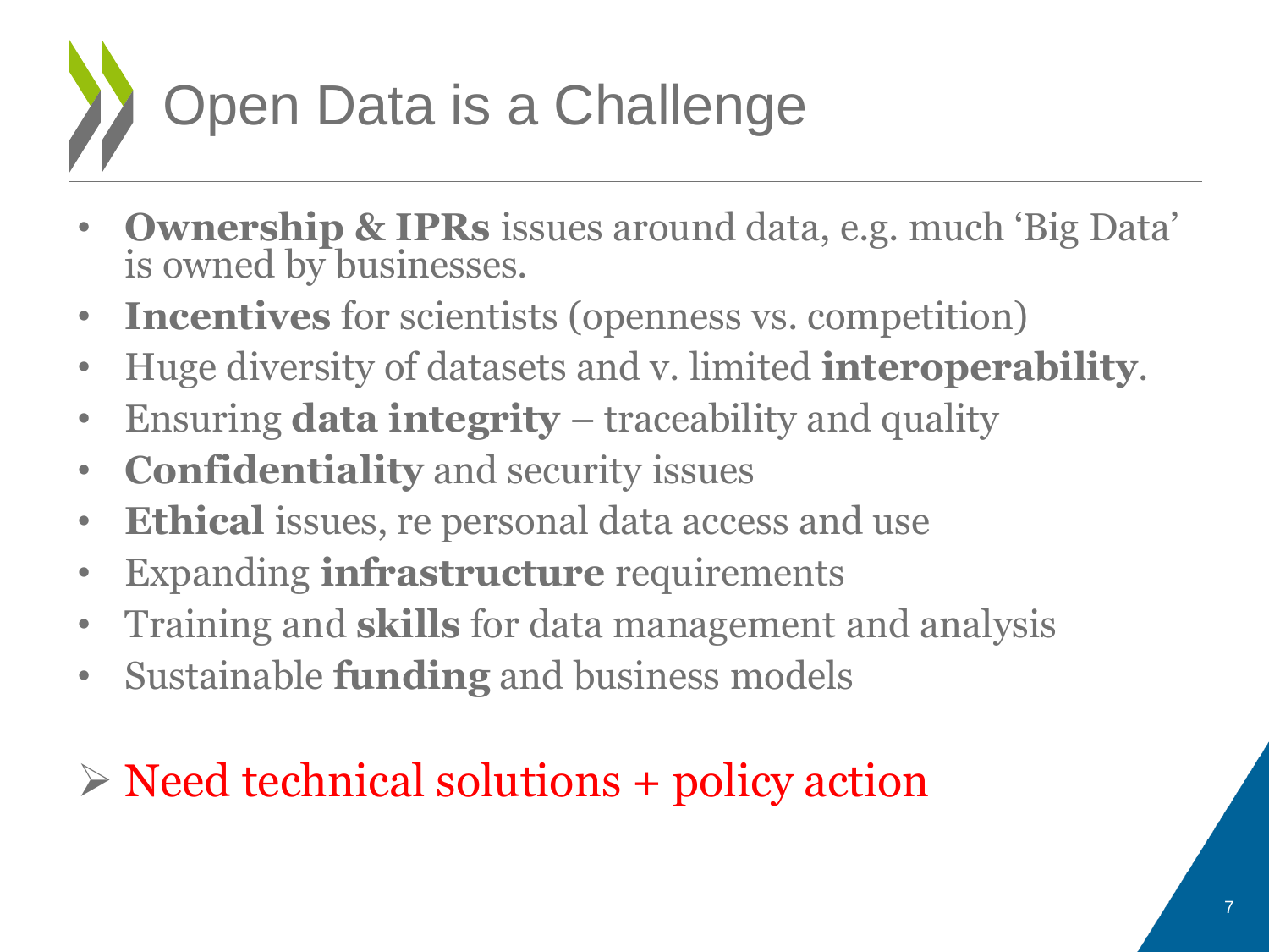# Open Data is a Challenge

- **Ownership & IPRs** issues around data, e.g. much 'Big Data' is owned by businesses.
- **Incentives** for scientists (openness vs. competition)
- Huge diversity of datasets and v. limited **interoperability**.
- Ensuring **data integrity** – traceability and quality
- **Confidentiality** and security issues
- **Ethical** issues, re personal data access and use
- Expanding **infrastructure** requirements
- Training and **skills** for data management and analysis
- Sustainable **funding** and business models

➢ Need technical solutions + policy action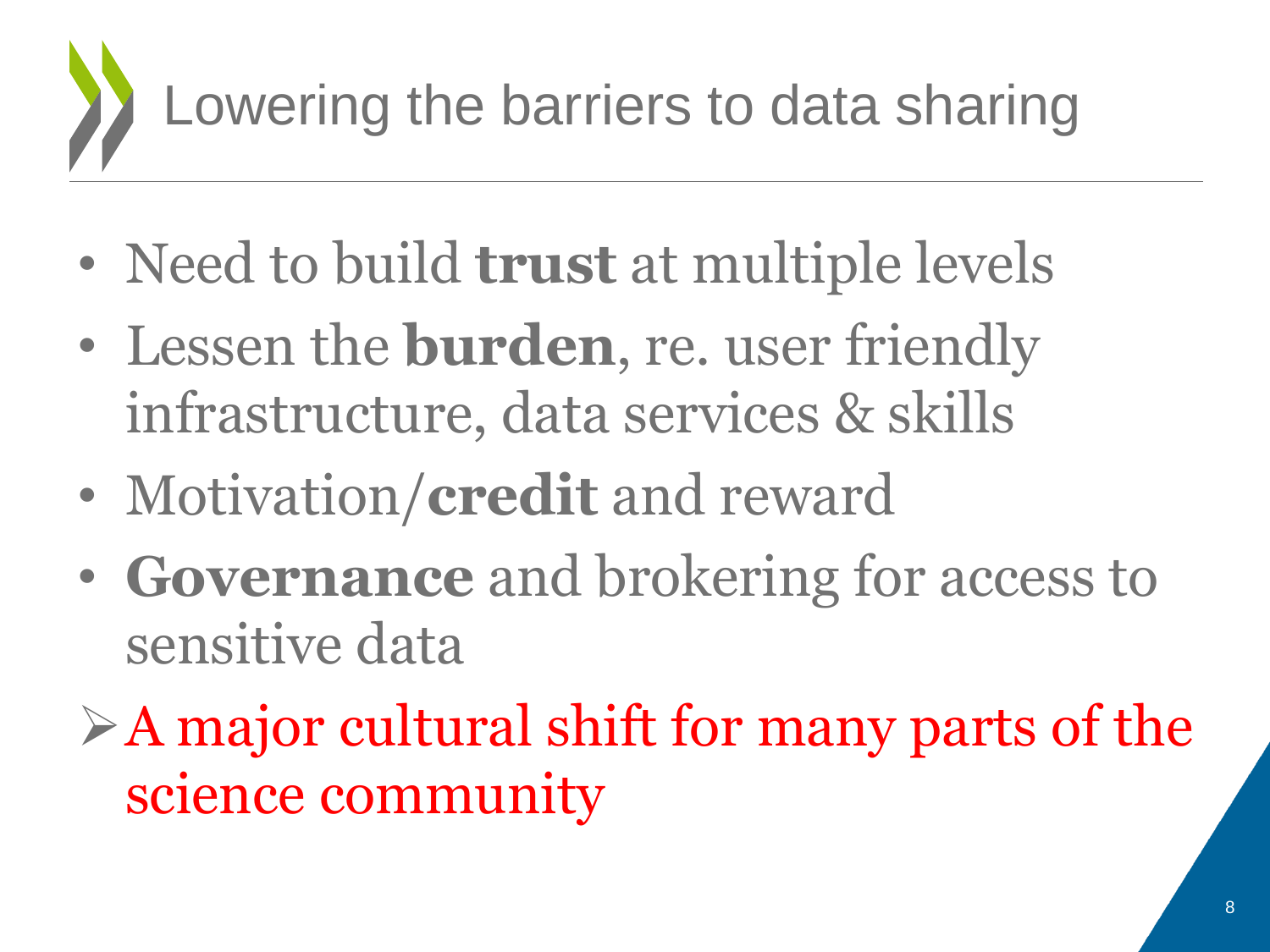# Lowering the barriers to data sharing

- Need to build **trust** at multiple levels
- Lessen the **burden**, re. user friendly infrastructure, data services & skills
- Motivation/**credit** and reward
- **Governance** and brokering for access to sensitive data

➢ A major cultural shift for many parts of the science community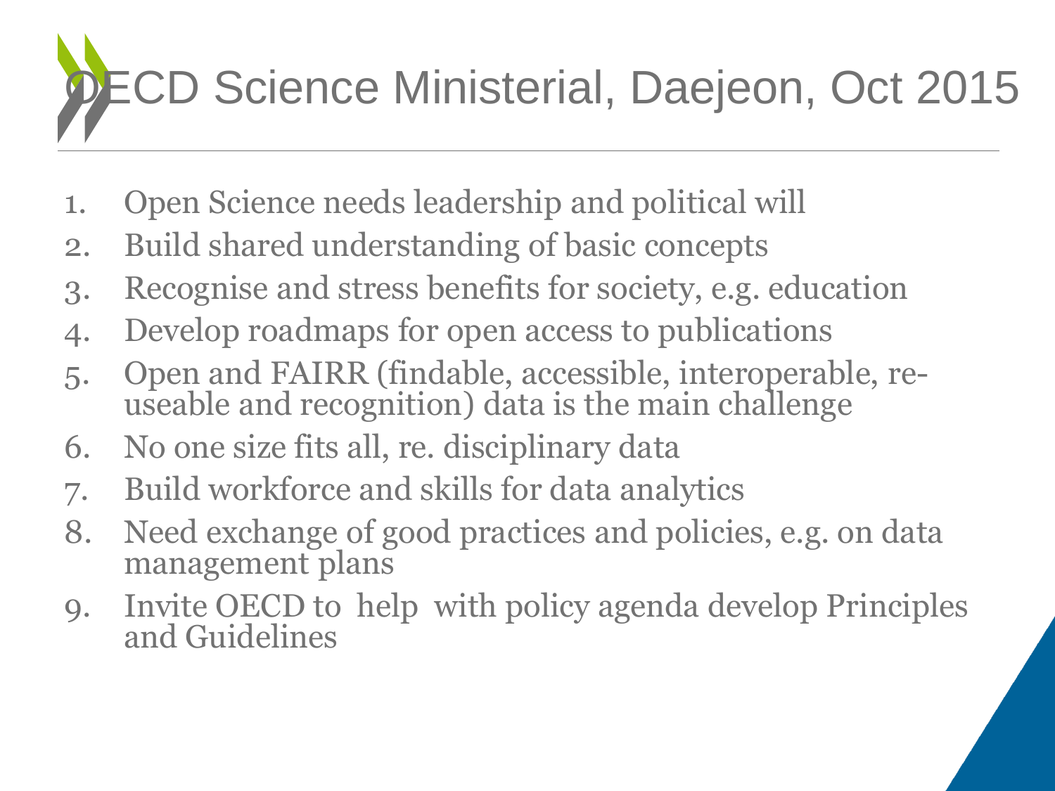# OECD Science Ministerial, Daejeon, Oct 2015

1. Open Science needs leadership and political will
2. Build shared understanding of basic concepts
3. Recognise and stress benefits for society, e.g. education
4. Develop roadmaps for open access to publications
5. Open and FAIRR (findable, accessible, interoperable, re-useable and recognition) data is the main challenge
6. No one size fits all, re. disciplinary data
7. Build workforce and skills for data analytics
8. Need exchange of good practices and policies, e.g. on data management plans
9. Invite OECD to help with policy agenda develop Principles and Guidelines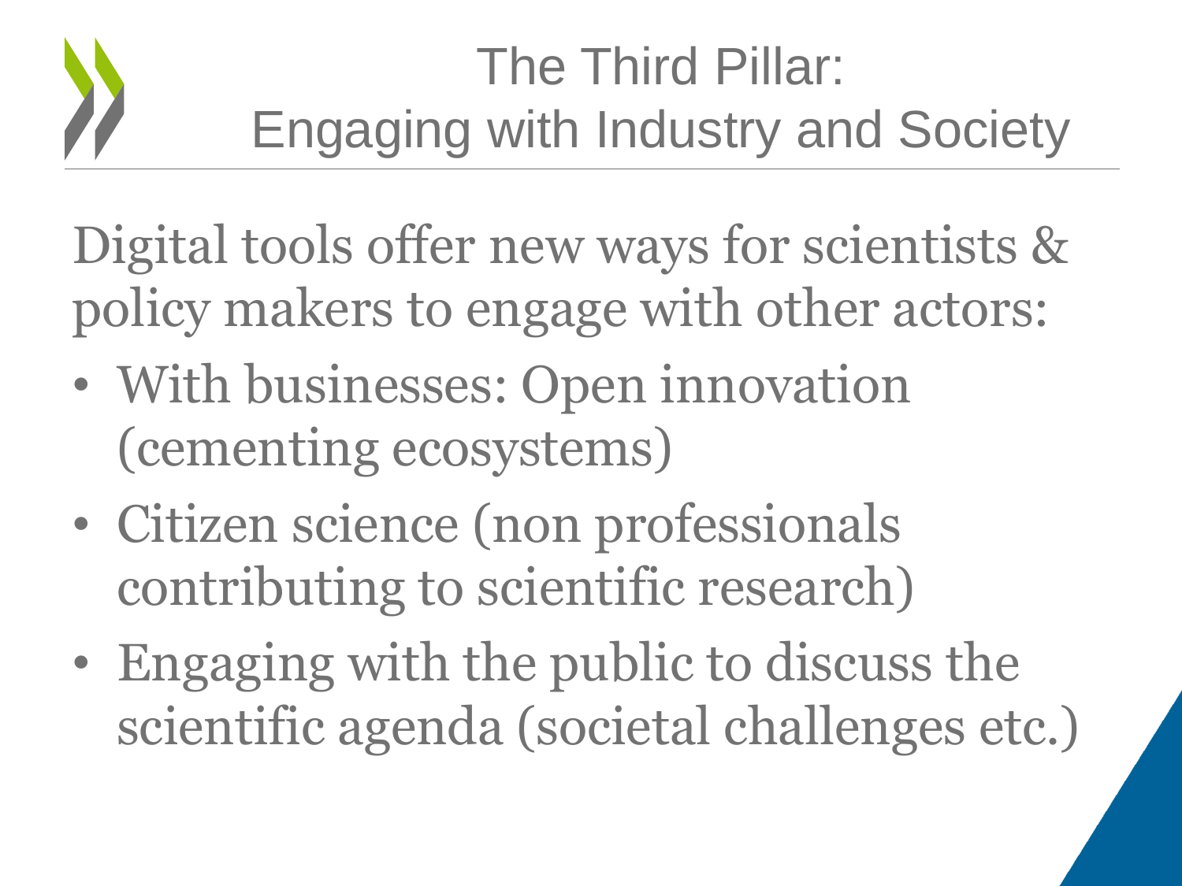# The Third Pillar: Engaging with Industry and Society

Digital tools offer new ways for scientists & policy makers to engage with other actors:

- With businesses: Open innovation (cementing ecosystems)
- Citizen science (non professionals contributing to scientific research)
- Engaging with the public to discuss the scientific agenda (societal challenges etc.)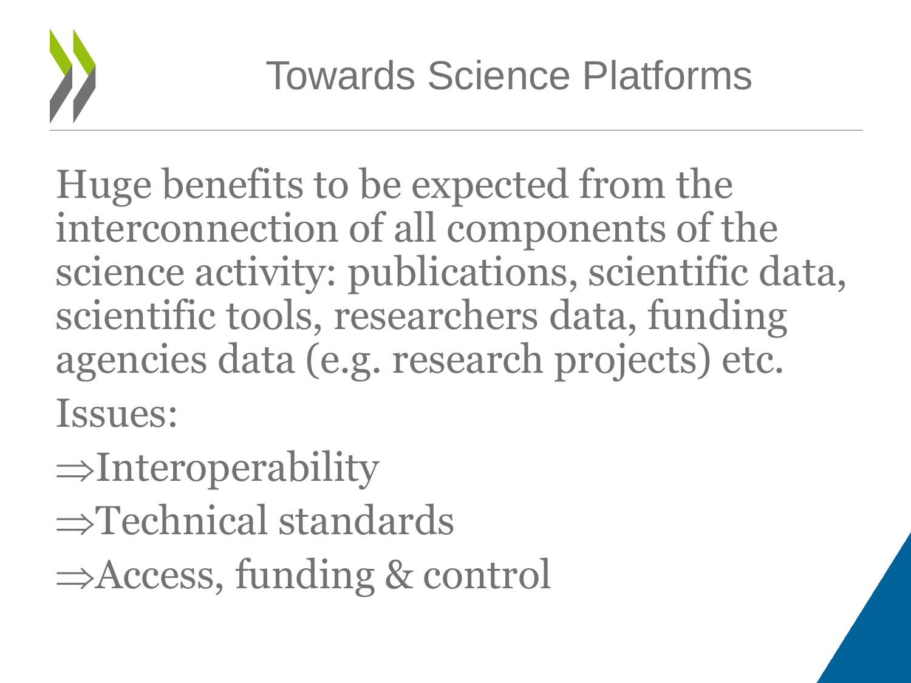# Towards Science Platforms

Huge benefits to be expected from the interconnection of all components of the science activity: publications, scientific data, scientific tools, researchers data, funding agencies data (e.g. research projects) etc.

Issues:

$\Rightarrow$Interoperability

$\Rightarrow$Technical standards

$\Rightarrow$Access, funding & control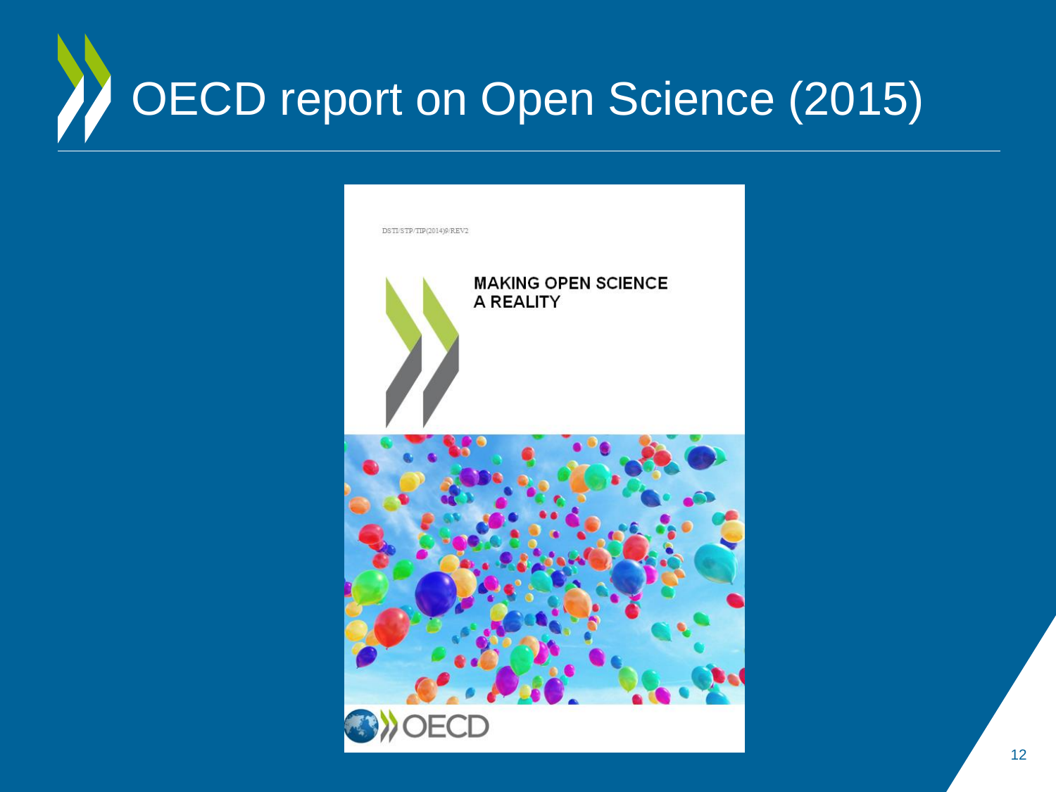# OECD report on Open Science (2015)

DSTI/STP/TIP(2014)9/REV2

**MAKING OPEN SCIENCE A REALITY**

OECD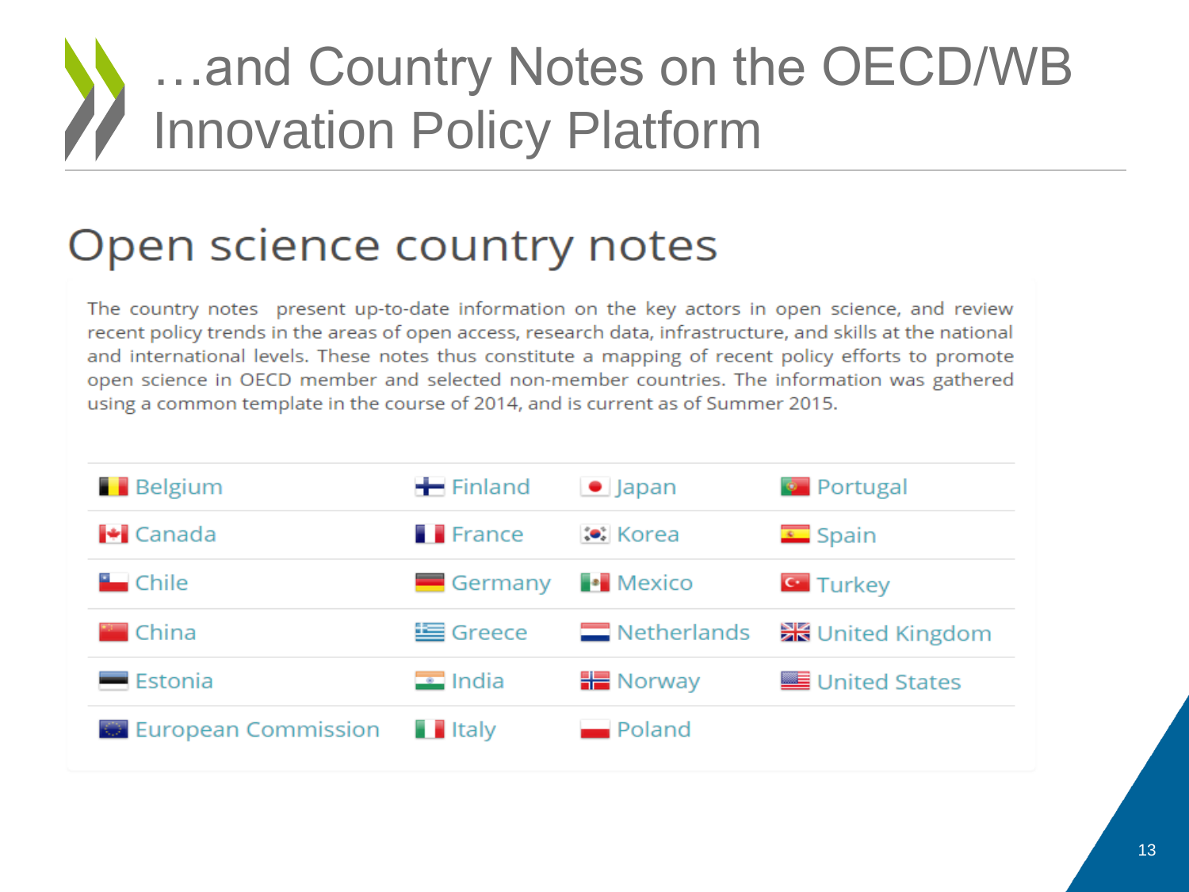# …and Country Notes on the OECD/WB Innovation Policy Platform

## Open science country notes

The country notes present up-to-date information on the key actors in open science, and review recent policy trends in the areas of open access, research data, infrastructure, and skills at the national and international levels. These notes thus constitute a mapping of recent policy efforts to promote open science in OECD member and selected non-member countries. The information was gathered using a common template in the course of 2014, and is current as of Summer 2015.

| | | | |
|---|---|---|---|
| Belgium | Finland | Japan | Portugal |
| Canada | France | Korea | Spain |
| Chile | Germany | Mexico | Turkey |
| China | Greece | Netherlands | United Kingdom |
| Estonia | India | Norway | United States |
| European Commission | Italy | Poland | |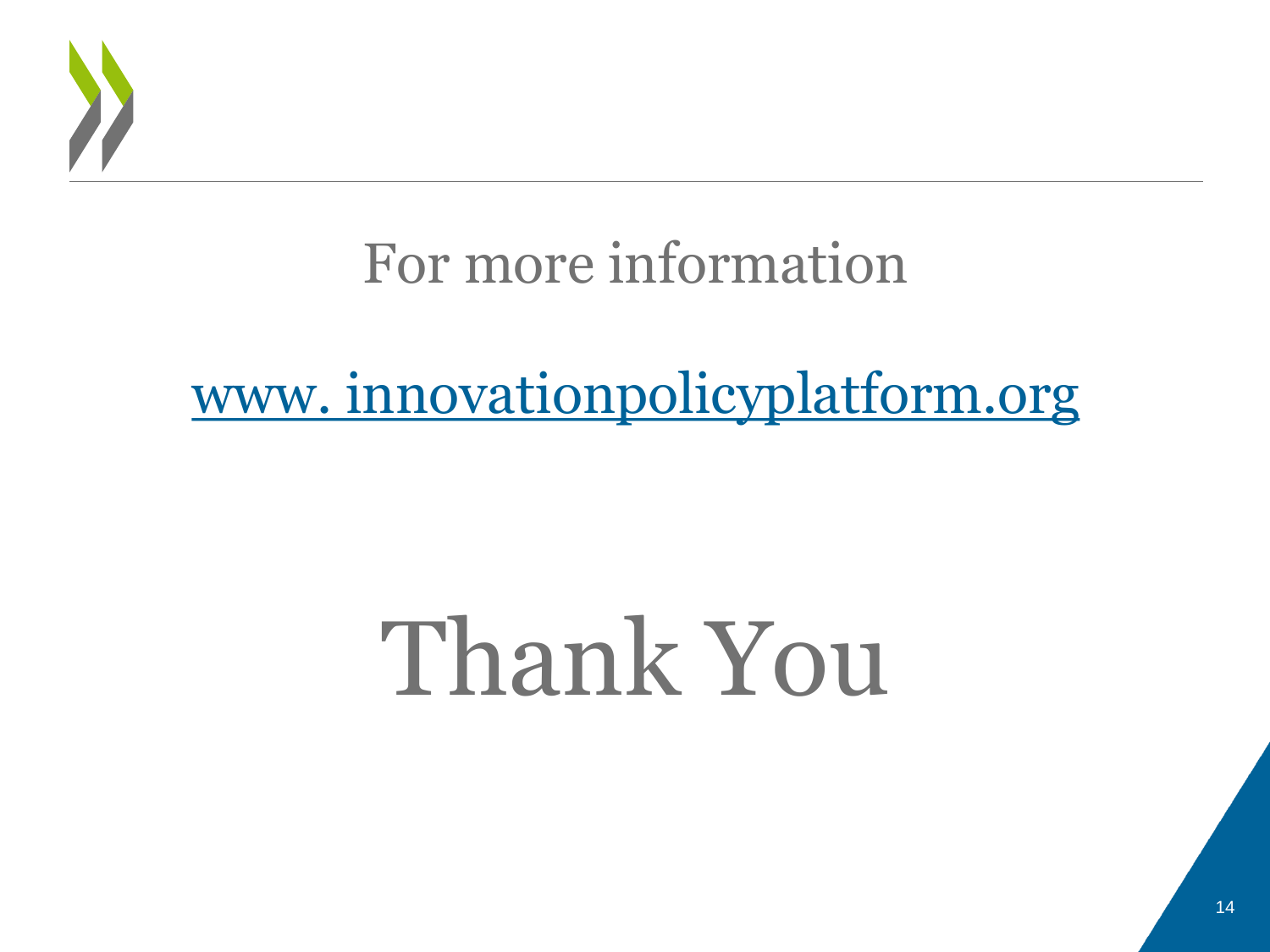For more information

[www. innovationpolicyplatform.org](http://www.innovationpolicyplatform.org)

# Thank You